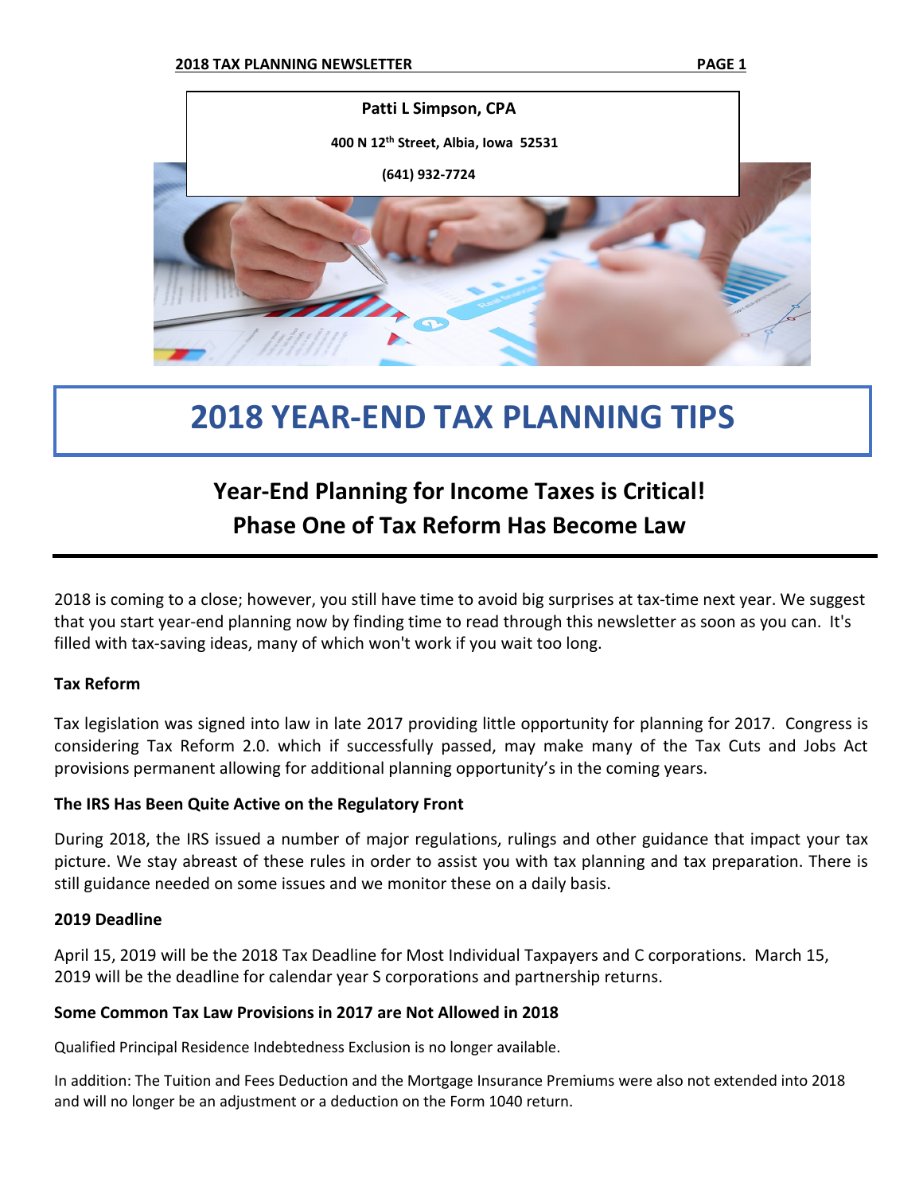**Patti L Simpson, CPA**

**400 N 12th Street, Albia, Iowa 52531**

**(641) 932-7724**

# 2018 YEAR-END TAX PLANNING TIPS

## Year-End Planning for Income Taxes is Critical!
## Phase One of Tax Reform Has Become Law

2018 is coming to a close; however, you still have time to avoid big surprises at tax-time next year. We suggest that you start year-end planning now by finding time to read through this newsletter as soon as you can. It's filled with tax-saving ideas, many of which won't work if you wait too long.

### Tax Reform

Tax legislation was signed into law in late 2017 providing little opportunity for planning for 2017. Congress is considering Tax Reform 2.0. which if successfully passed, may make many of the Tax Cuts and Jobs Act provisions permanent allowing for additional planning opportunity's in the coming years.

### The IRS Has Been Quite Active on the Regulatory Front

During 2018, the IRS issued a number of major regulations, rulings and other guidance that impact your tax picture. We stay abreast of these rules in order to assist you with tax planning and tax preparation. There is still guidance needed on some issues and we monitor these on a daily basis.

### 2019 Deadline

April 15, 2019 will be the 2018 Tax Deadline for Most Individual Taxpayers and C corporations. March 15, 2019 will be the deadline for calendar year S corporations and partnership returns.

### Some Common Tax Law Provisions in 2017 are Not Allowed in 2018

Qualified Principal Residence Indebtedness Exclusion is no longer available.

In addition: The Tuition and Fees Deduction and the Mortgage Insurance Premiums were also not extended into 2018 and will no longer be an adjustment or a deduction on the Form 1040 return.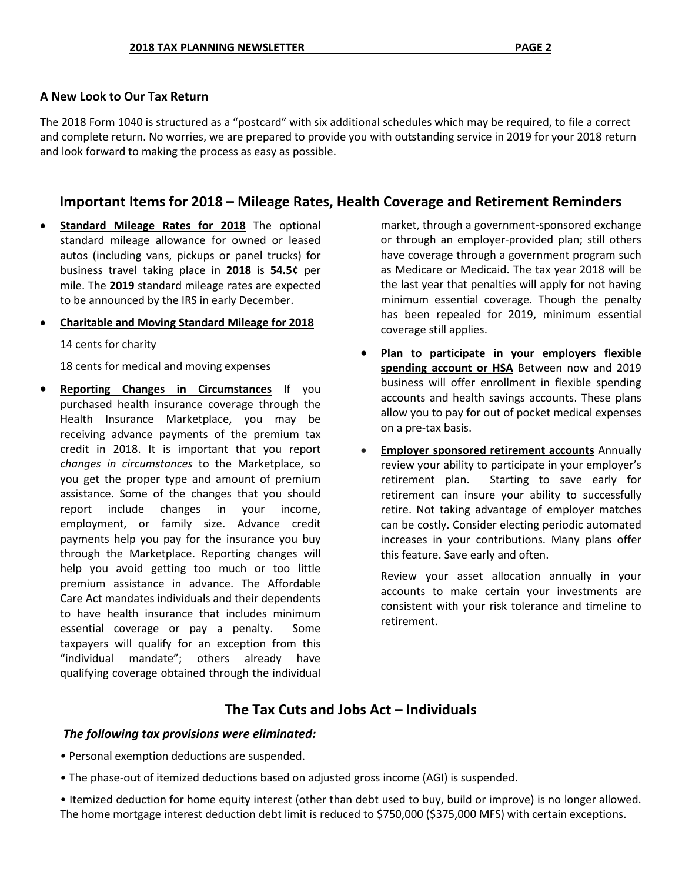### A New Look to Our Tax Return

The 2018 Form 1040 is structured as a "postcard" with six additional schedules which may be required, to file a correct and complete return. No worries, we are prepared to provide you with outstanding service in 2019 for your 2018 return and look forward to making the process as easy as possible.

## Important Items for 2018 – Mileage Rates, Health Coverage and Retirement Reminders

- **Standard Mileage Rates for 2018** The optional standard mileage allowance for owned or leased autos (including vans, pickups or panel trucks) for business travel taking place in **2018** is **54.5¢** per mile. The **2019** standard mileage rates are expected to be announced by the IRS in early December.

- **Charitable and Moving Standard Mileage for 2018**

  14 cents for charity

  18 cents for medical and moving expenses

- **Reporting Changes in Circumstances** If you purchased health insurance coverage through the Health Insurance Marketplace, you may be receiving advance payments of the premium tax credit in 2018. It is important that you report *changes in circumstances* to the Marketplace, so you get the proper type and amount of premium assistance. Some of the changes that you should report include changes in your income, employment, or family size. Advance credit payments help you pay for the insurance you buy through the Marketplace. Reporting changes will help you avoid getting too much or too little premium assistance in advance. The Affordable Care Act mandates individuals and their dependents to have health insurance that includes minimum essential coverage or pay a penalty. Some taxpayers will qualify for an exception from this "individual mandate"; others already have qualifying coverage obtained through the individual market, through a government-sponsored exchange or through an employer-provided plan; still others have coverage through a government program such as Medicare or Medicaid. The tax year 2018 will be the last year that penalties will apply for not having minimum essential coverage. Though the penalty has been repealed for 2019, minimum essential coverage still applies.

- **Plan to participate in your employers flexible spending account or HSA** Between now and 2019 business will offer enrollment in flexible spending accounts and health savings accounts. These plans allow you to pay for out of pocket medical expenses on a pre-tax basis.

- **Employer sponsored retirement accounts** Annually review your ability to participate in your employer's retirement plan. Starting to save early for retirement can insure your ability to successfully retire. Not taking advantage of employer matches can be costly. Consider electing periodic automated increases in your contributions. Many plans offer this feature. Save early and often.

  Review your asset allocation annually in your accounts to make certain your investments are consistent with your risk tolerance and timeline to retirement.

## The Tax Cuts and Jobs Act – Individuals

***The following tax provisions were eliminated:***

• Personal exemption deductions are suspended.

• The phase-out of itemized deductions based on adjusted gross income (AGI) is suspended.

• Itemized deduction for home equity interest (other than debt used to buy, build or improve) is no longer allowed. The home mortgage interest deduction debt limit is reduced to $750,000 ($375,000 MFS) with certain exceptions.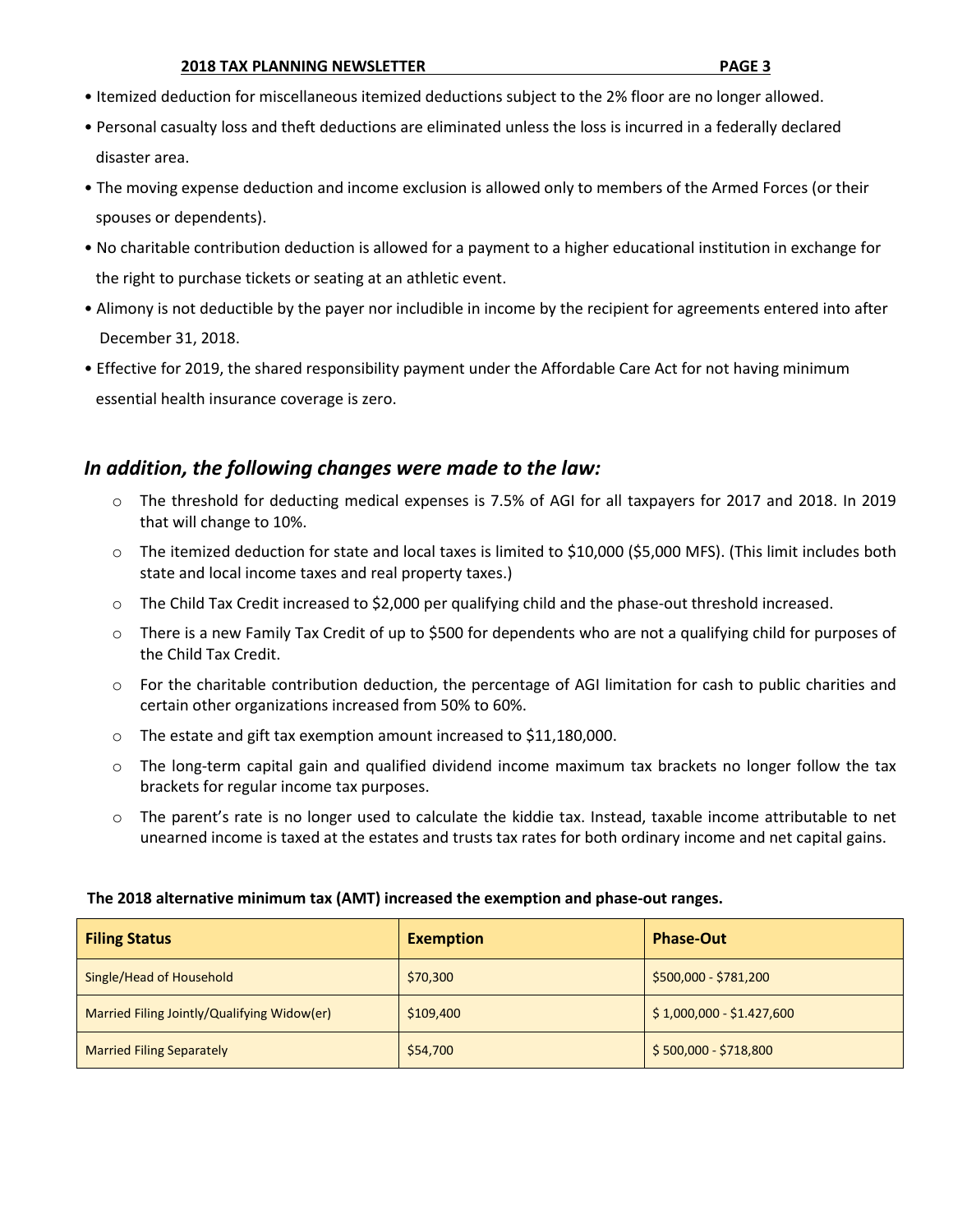- Itemized deduction for miscellaneous itemized deductions subject to the 2% floor are no longer allowed.
- Personal casualty loss and theft deductions are eliminated unless the loss is incurred in a federally declared disaster area.
- The moving expense deduction and income exclusion is allowed only to members of the Armed Forces (or their spouses or dependents).
- No charitable contribution deduction is allowed for a payment to a higher educational institution in exchange for the right to purchase tickets or seating at an athletic event.
- Alimony is not deductible by the payer nor includible in income by the recipient for agreements entered into after December 31, 2018.
- Effective for 2019, the shared responsibility payment under the Affordable Care Act for not having minimum essential health insurance coverage is zero.

## *In addition, the following changes were made to the law:*

- The threshold for deducting medical expenses is 7.5% of AGI for all taxpayers for 2017 and 2018. In 2019 that will change to 10%.
- The itemized deduction for state and local taxes is limited to $10,000 ($5,000 MFS). (This limit includes both state and local income taxes and real property taxes.)
- The Child Tax Credit increased to $2,000 per qualifying child and the phase-out threshold increased.
- There is a new Family Tax Credit of up to $500 for dependents who are not a qualifying child for purposes of the Child Tax Credit.
- For the charitable contribution deduction, the percentage of AGI limitation for cash to public charities and certain other organizations increased from 50% to 60%.
- The estate and gift tax exemption amount increased to $11,180,000.
- The long-term capital gain and qualified dividend income maximum tax brackets no longer follow the tax brackets for regular income tax purposes.
- The parent's rate is no longer used to calculate the kiddie tax. Instead, taxable income attributable to net unearned income is taxed at the estates and trusts tax rates for both ordinary income and net capital gains.

**The 2018 alternative minimum tax (AMT) increased the exemption and phase-out ranges.**

| Filing Status | Exemption | Phase-Out |
|---|---|---|
| Single/Head of Household | $70,300 | $500,000 - $781,200 |
| Married Filing Jointly/Qualifying Widow(er) | $109,400 | $ 1,000,000 - $1.427,600 |
| Married Filing Separately | $54,700 | $ 500,000 - $718,800 |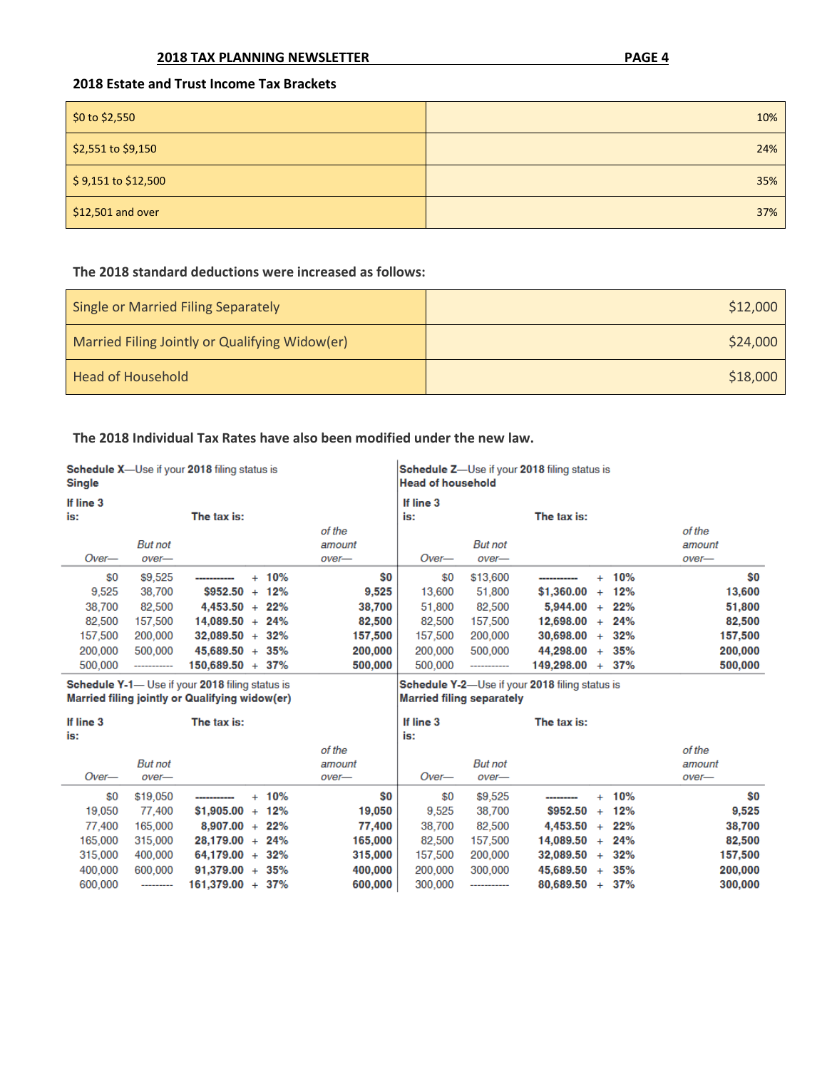## 2018 Estate and Trust Income Tax Brackets

| | |
|---|---:|
| $0 to $2,550 | 10% |
| $2,551 to $9,150 | 24% |
| $ 9,151 to $12,500 | 35% |
| $12,501 and over | 37% |

**The 2018 standard deductions were increased as follows:**

| | |
|---|---:|
| Single or Married Filing Separately | $12,000 |
| Married Filing Jointly or Qualifying Widow(er) | $24,000 |
| Head of Household | $18,000 |

**The 2018 Individual Tax Rates have also been modified under the new law.**

**Schedule X**—Use if your **2018** filing status is **Single**

| If line 3 is: Over— | But not over— | The tax is: | | of the amount over— |
|---|---|---|---|---|
| $0 | $9,525 | ----------- | + 10% | $0 |
| 9,525 | 38,700 | $952.50 | + 12% | 9,525 |
| 38,700 | 82,500 | 4,453.50 | + 22% | 38,700 |
| 82,500 | 157,500 | 14,089.50 | + 24% | 82,500 |
| 157,500 | 200,000 | 32,089.50 | + 32% | 157,500 |
| 200,000 | 500,000 | 45,689.50 | + 35% | 200,000 |
| 500,000 | ----------- | 150,689.50 | + 37% | 500,000 |

**Schedule Z**—Use if your **2018** filing status is **Head of household**

| If line 3 is: Over— | But not over— | The tax is: | | of the amount over— |
|---|---|---|---|---|
| $0 | $13,600 | ----------- | + 10% | $0 |
| 13,600 | 51,800 | $1,360.00 | + 12% | 13,600 |
| 51,800 | 82,500 | 5,944.00 | + 22% | 51,800 |
| 82,500 | 157,500 | 12,698.00 | + 24% | 82,500 |
| 157,500 | 200,000 | 30,698.00 | + 32% | 157,500 |
| 200,000 | 500,000 | 44,298.00 | + 35% | 200,000 |
| 500,000 | ----------- | 149,298.00 | + 37% | 500,000 |

**Schedule Y-1**— Use if your **2018** filing status is **Married filing jointly or Qualifying widow(er)**

| If line 3 is: Over— | But not over— | The tax is: | | of the amount over— |
|---|---|---|---|---|
| $0 | $19,050 | ----------- | + 10% | $0 |
| 19,050 | 77,400 | $1,905.00 | + 12% | 19,050 |
| 77,400 | 165,000 | 8,907.00 | + 22% | 77,400 |
| 165,000 | 315,000 | 28,179.00 | + 24% | 165,000 |
| 315,000 | 400,000 | 64,179.00 | + 32% | 315,000 |
| 400,000 | 600,000 | 91,379.00 | + 35% | 400,000 |
| 600,000 | --------- | 161,379.00 | + 37% | 600,000 |

**Schedule Y-2**—Use if your **2018** filing status is **Married filing separately**

| If line 3 is: Over— | But not over— | The tax is: | | of the amount over— |
|---|---|---|---|---|
| $0 | $9,525 | --------- | + 10% | $0 |
| 9,525 | 38,700 | $952.50 | + 12% | 9,525 |
| 38,700 | 82,500 | 4,453.50 | + 22% | 38,700 |
| 82,500 | 157,500 | 14,089.50 | + 24% | 82,500 |
| 157,500 | 200,000 | 32,089.50 | + 32% | 157,500 |
| 200,000 | 300,000 | 45,689.50 | + 35% | 200,000 |
| 300,000 | ----------- | 80,689.50 | + 37% | 300,000 |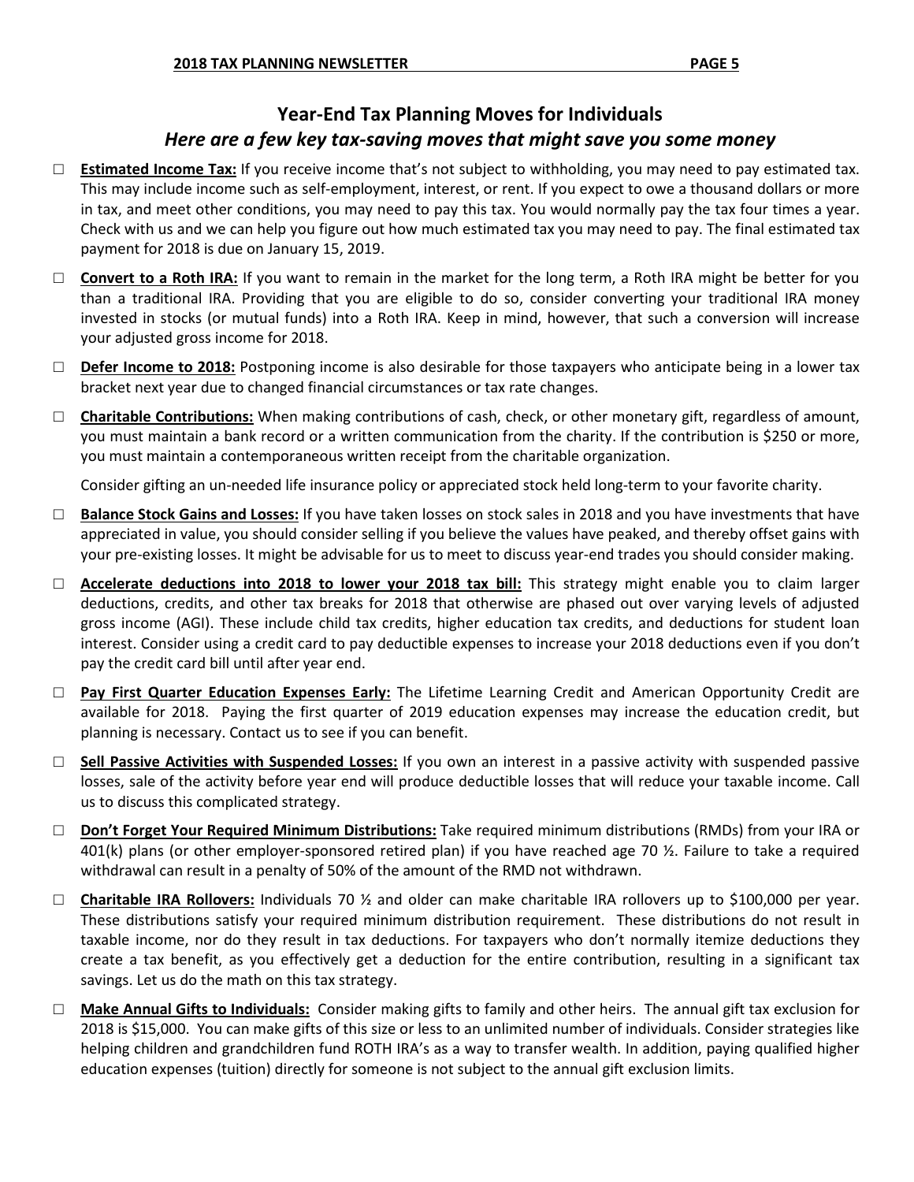## Year-End Tax Planning Moves for Individuals

### *Here are a few key tax-saving moves that might save you some money*

- ☐ **Estimated Income Tax:** If you receive income that's not subject to withholding, you may need to pay estimated tax. This may include income such as self-employment, interest, or rent. If you expect to owe a thousand dollars or more in tax, and meet other conditions, you may need to pay this tax. You would normally pay the tax four times a year. Check with us and we can help you figure out how much estimated tax you may need to pay. The final estimated tax payment for 2018 is due on January 15, 2019.

- ☐ **Convert to a Roth IRA:** If you want to remain in the market for the long term, a Roth IRA might be better for you than a traditional IRA. Providing that you are eligible to do so, consider converting your traditional IRA money invested in stocks (or mutual funds) into a Roth IRA. Keep in mind, however, that such a conversion will increase your adjusted gross income for 2018.

- ☐ **Defer Income to 2018:** Postponing income is also desirable for those taxpayers who anticipate being in a lower tax bracket next year due to changed financial circumstances or tax rate changes.

- ☐ **Charitable Contributions:** When making contributions of cash, check, or other monetary gift, regardless of amount, you must maintain a bank record or a written communication from the charity. If the contribution is $250 or more, you must maintain a contemporaneous written receipt from the charitable organization.

  Consider gifting an un-needed life insurance policy or appreciated stock held long-term to your favorite charity.

- ☐ **Balance Stock Gains and Losses:** If you have taken losses on stock sales in 2018 and you have investments that have appreciated in value, you should consider selling if you believe the values have peaked, and thereby offset gains with your pre-existing losses. It might be advisable for us to meet to discuss year-end trades you should consider making.

- ☐ **Accelerate deductions into 2018 to lower your 2018 tax bill:** This strategy might enable you to claim larger deductions, credits, and other tax breaks for 2018 that otherwise are phased out over varying levels of adjusted gross income (AGI). These include child tax credits, higher education tax credits, and deductions for student loan interest. Consider using a credit card to pay deductible expenses to increase your 2018 deductions even if you don't pay the credit card bill until after year end.

- ☐ **Pay First Quarter Education Expenses Early:** The Lifetime Learning Credit and American Opportunity Credit are available for 2018. Paying the first quarter of 2019 education expenses may increase the education credit, but planning is necessary. Contact us to see if you can benefit.

- ☐ **Sell Passive Activities with Suspended Losses:** If you own an interest in a passive activity with suspended passive losses, sale of the activity before year end will produce deductible losses that will reduce your taxable income. Call us to discuss this complicated strategy.

- ☐ **Don't Forget Your Required Minimum Distributions:** Take required minimum distributions (RMDs) from your IRA or 401(k) plans (or other employer-sponsored retired plan) if you have reached age 70 ½. Failure to take a required withdrawal can result in a penalty of 50% of the amount of the RMD not withdrawn.

- ☐ **Charitable IRA Rollovers:** Individuals 70 ½ and older can make charitable IRA rollovers up to $100,000 per year. These distributions satisfy your required minimum distribution requirement. These distributions do not result in taxable income, nor do they result in tax deductions. For taxpayers who don't normally itemize deductions they create a tax benefit, as you effectively get a deduction for the entire contribution, resulting in a significant tax savings. Let us do the math on this tax strategy.

- ☐ **Make Annual Gifts to Individuals:** Consider making gifts to family and other heirs. The annual gift tax exclusion for 2018 is $15,000. You can make gifts of this size or less to an unlimited number of individuals. Consider strategies like helping children and grandchildren fund ROTH IRA's as a way to transfer wealth. In addition, paying qualified higher education expenses (tuition) directly for someone is not subject to the annual gift exclusion limits.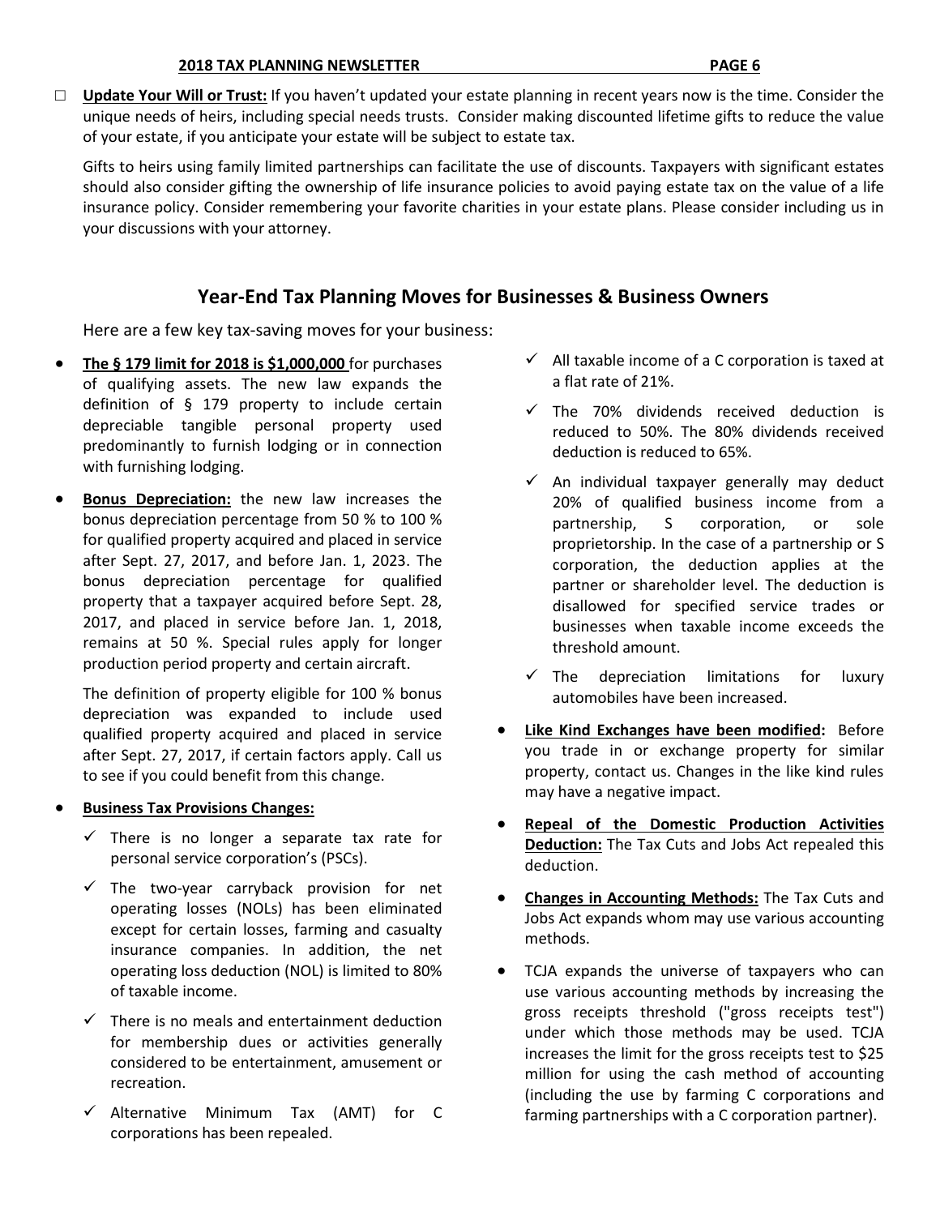☐ **Update Your Will or Trust:** If you haven't updated your estate planning in recent years now is the time. Consider the unique needs of heirs, including special needs trusts. Consider making discounted lifetime gifts to reduce the value of your estate, if you anticipate your estate will be subject to estate tax.

Gifts to heirs using family limited partnerships can facilitate the use of discounts. Taxpayers with significant estates should also consider gifting the ownership of life insurance policies to avoid paying estate tax on the value of a life insurance policy. Consider remembering your favorite charities in your estate plans. Please consider including us in your discussions with your attorney.

## Year-End Tax Planning Moves for Businesses & Business Owners

Here are a few key tax-saving moves for your business:

- **The § 179 limit for 2018 is $1,000,000** for purchases of qualifying assets. The new law expands the definition of § 179 property to include certain depreciable tangible personal property used predominantly to furnish lodging or in connection with furnishing lodging.
- **Bonus Depreciation:** the new law increases the bonus depreciation percentage from 50 % to 100 % for qualified property acquired and placed in service after Sept. 27, 2017, and before Jan. 1, 2023. The bonus depreciation percentage for qualified property that a taxpayer acquired before Sept. 28, 2017, and placed in service before Jan. 1, 2018, remains at 50 %. Special rules apply for longer production period property and certain aircraft.

  The definition of property eligible for 100 % bonus depreciation was expanded to include used qualified property acquired and placed in service after Sept. 27, 2017, if certain factors apply. Call us to see if you could benefit from this change.
- **Business Tax Provisions Changes:**
  - ✓ There is no longer a separate tax rate for personal service corporation's (PSCs).
  - ✓ The two-year carryback provision for net operating losses (NOLs) has been eliminated except for certain losses, farming and casualty insurance companies. In addition, the net operating loss deduction (NOL) is limited to 80% of taxable income.
  - ✓ There is no meals and entertainment deduction for membership dues or activities generally considered to be entertainment, amusement or recreation.
  - ✓ Alternative Minimum Tax (AMT) for C corporations has been repealed.
  - ✓ All taxable income of a C corporation is taxed at a flat rate of 21%.
  - ✓ The 70% dividends received deduction is reduced to 50%. The 80% dividends received deduction is reduced to 65%.
  - ✓ An individual taxpayer generally may deduct 20% of qualified business income from a partnership, S corporation, or sole proprietorship. In the case of a partnership or S corporation, the deduction applies at the partner or shareholder level. The deduction is disallowed for specified service trades or businesses when taxable income exceeds the threshold amount.
  - ✓ The depreciation limitations for luxury automobiles have been increased.
- **Like Kind Exchanges have been modified:** Before you trade in or exchange property for similar property, contact us. Changes in the like kind rules may have a negative impact.
- **Repeal of the Domestic Production Activities Deduction:** The Tax Cuts and Jobs Act repealed this deduction.
- **Changes in Accounting Methods:** The Tax Cuts and Jobs Act expands whom may use various accounting methods.
- TCJA expands the universe of taxpayers who can use various accounting methods by increasing the gross receipts threshold ("gross receipts test") under which those methods may be used. TCJA increases the limit for the gross receipts test to $25 million for using the cash method of accounting (including the use by farming C corporations and farming partnerships with a C corporation partner).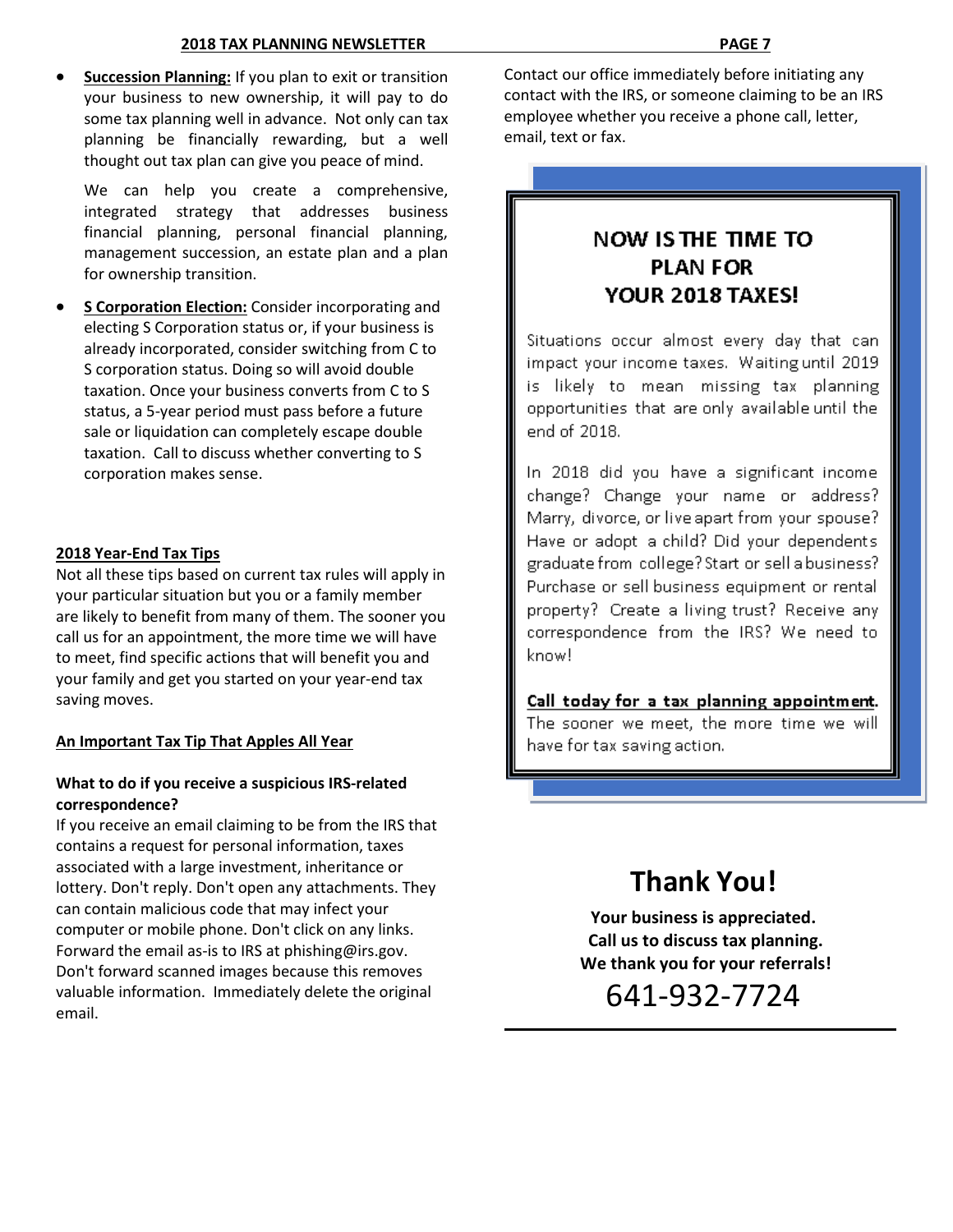- **Succession Planning:** If you plan to exit or transition your business to new ownership, it will pay to do some tax planning well in advance. Not only can tax planning be financially rewarding, but a well thought out tax plan can give you peace of mind.

  We can help you create a comprehensive, integrated strategy that addresses business financial planning, personal financial planning, management succession, an estate plan and a plan for ownership transition.

- **S Corporation Election:** Consider incorporating and electing S Corporation status or, if your business is already incorporated, consider switching from C to S corporation status. Doing so will avoid double taxation. Once your business converts from C to S status, a 5-year period must pass before a future sale or liquidation can completely escape double taxation. Call to discuss whether converting to S corporation makes sense.

## 2018 Year-End Tax Tips

Not all these tips based on current tax rules will apply in your particular situation but you or a family member are likely to benefit from many of them. The sooner you call us for an appointment, the more time we will have to meet, find specific actions that will benefit you and your family and get you started on your year-end tax saving moves.

## An Important Tax Tip That Apples All Year

### What to do if you receive a suspicious IRS-related correspondence?

If you receive an email claiming to be from the IRS that contains a request for personal information, taxes associated with a large investment, inheritance or lottery. Don't reply. Don't open any attachments. They can contain malicious code that may infect your computer or mobile phone. Don't click on any links. Forward the email as-is to IRS at phishing@irs.gov. Don't forward scanned images because this removes valuable information. Immediately delete the original email.

Contact our office immediately before initiating any contact with the IRS, or someone claiming to be an IRS employee whether you receive a phone call, letter, email, text or fax.

## NOW IS THE TIME TO PLAN FOR YOUR 2018 TAXES!

Situations occur almost every day that can impact your income taxes. Waiting until 2019 is likely to mean missing tax planning opportunities that are only available until the end of 2018.

In 2018 did you have a significant income change? Change your name or address? Marry, divorce, or live apart from your spouse? Have or adopt a child? Did your dependents graduate from college? Start or sell a business? Purchase or sell business equipment or rental property? Create a living trust? Receive any correspondence from the IRS? We need to know!

**Call today for a tax planning appointment.** The sooner we meet, the more time we will have for tax saving action.

# Thank You!

**Your business is appreciated.**
**Call us to discuss tax planning.**
**We thank you for your referrals!**

641-932-7724